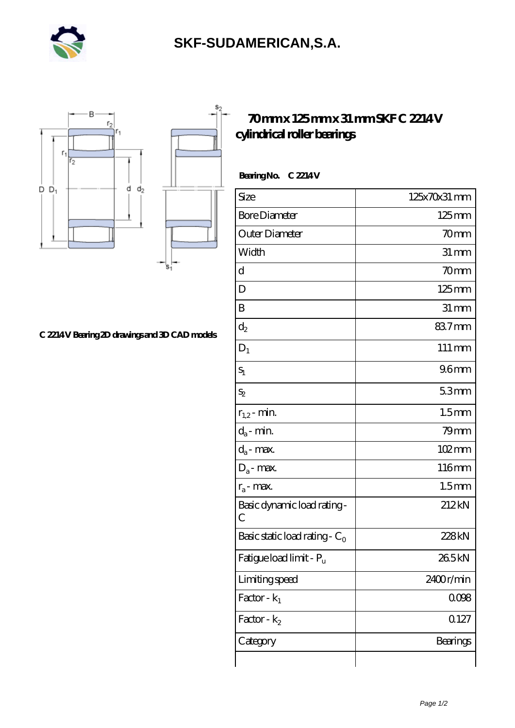# SKF-SUDAMERICAN,S.A.

## 70 mm x 125 mm x 31 mm SKF C 2214 V cylindrical roller bearings

C 2214 V Bearing 2D drawings and 3D CAD models

**Bearing No.** C 2214 V

| Size | 125x70x31 mm |
|---|---|
| Bore Diameter | 125 mm |
| Outer Diameter | 70 mm |
| Width | 31 mm |
| d | 70 mm |
| D | 125 mm |
| B | 31 mm |
| $d_2$ | 83.7 mm |
| $D_1$ | 111 mm |
| $s_1$ | 9.6 mm |
| $s_2$ | 5.3 mm |
| $r_{1,2}$ - min. | 1.5 mm |
| $d_a$ - min. | 79 mm |
| $d_a$ - max. | 102 mm |
| $D_a$ - max. | 116 mm |
| $r_a$ - max. | 1.5 mm |
| Basic dynamic load rating - C | 212 kN |
| Basic static load rating - $C_0$ | 228 kN |
| Fatigue load limit - $P_u$ | 26.5 kN |
| Limiting speed | 2400 r/min |
| Factor - $k_1$ | 0.098 |
| Factor - $k_2$ | 0.127 |
| Category | Bearings |
| | |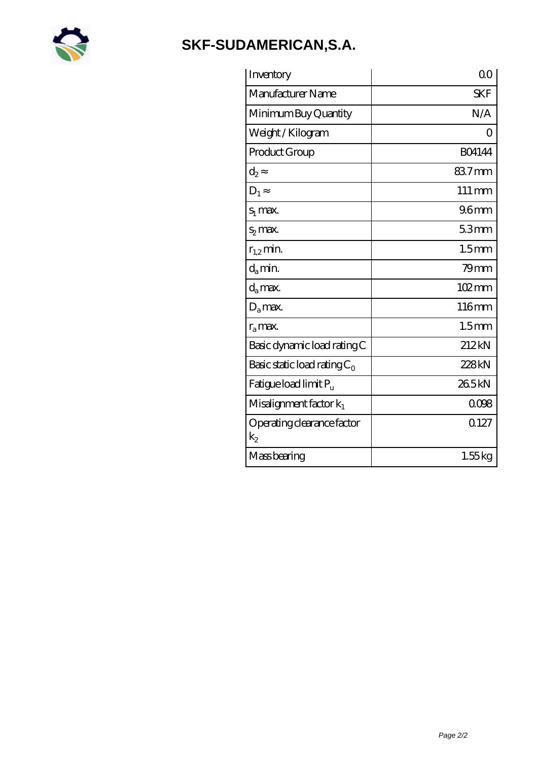# SKF-SUDAMERICAN,S.A.

| | |
|---|---|
| Inventory | 0.0 |
| Manufacturer Name | SKF |
| Minimum Buy Quantity | N/A |
| Weight / Kilogram | 0 |
| Product Group | B04144 |
| $d_2 \approx$ | 83.7 mm |
| $D_1 \approx$ | 111 mm |
| $s_1$ max. | 9.6 mm |
| $s_2$ max. | 5.3 mm |
| $r_{1,2}$ min. | 1.5 mm |
| $d_a$ min. | 79 mm |
| $d_a$ max. | 102 mm |
| $D_a$ max. | 116 mm |
| $r_a$ max. | 1.5 mm |
| Basic dynamic load rating C | 212 kN |
| Basic static load rating $C_0$ | 228 kN |
| Fatigue load limit $P_u$ | 26.5 kN |
| Misalignment factor $k_1$ | 0.098 |
| Operating clearance factor $k_2$ | 0.127 |
| Mass bearing | 1.55 kg |